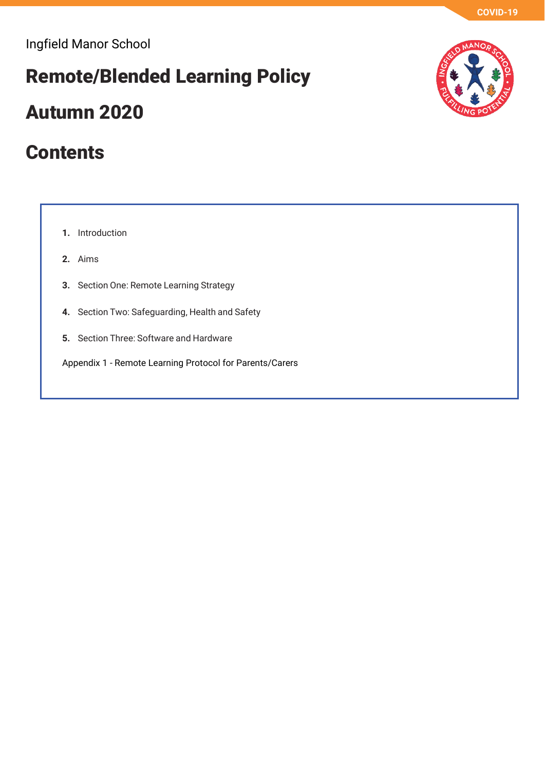Ingfield Manor School

# Remote/Blended Learning Policy

# Autumn 2020

## Contents

1. Introduction
2. Aims
3. Section One: Remote Learning Strategy
4. Section Two: Safeguarding, Health and Safety
5. Section Three: Software and Hardware

Appendix 1 - Remote Learning Protocol for Parents/Carers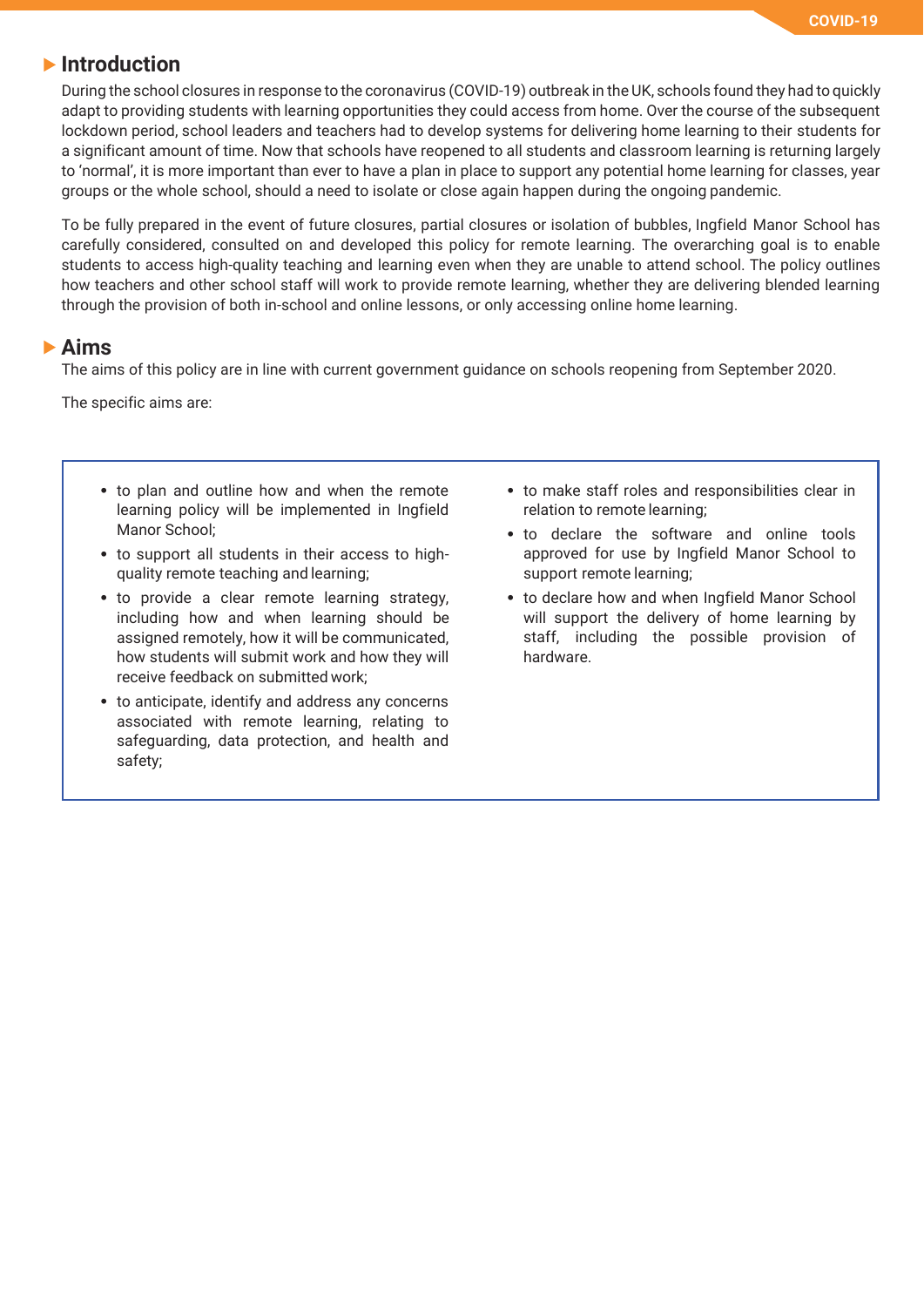## Introduction

During the school closures in response to the coronavirus (COVID-19) outbreak in the UK, schools found they had to quickly adapt to providing students with learning opportunities they could access from home. Over the course of the subsequent lockdown period, school leaders and teachers had to develop systems for delivering home learning to their students for a significant amount of time. Now that schools have reopened to all students and classroom learning is returning largely to 'normal', it is more important than ever to have a plan in place to support any potential home learning for classes, year groups or the whole school, should a need to isolate or close again happen during the ongoing pandemic.

To be fully prepared in the event of future closures, partial closures or isolation of bubbles, Ingfield Manor School has carefully considered, consulted on and developed this policy for remote learning. The overarching goal is to enable students to access high-quality teaching and learning even when they are unable to attend school. The policy outlines how teachers and other school staff will work to provide remote learning, whether they are delivering blended learning through the provision of both in-school and online lessons, or only accessing online home learning.

## Aims

The aims of this policy are in line with current government guidance on schools reopening from September 2020.

The specific aims are:

- to plan and outline how and when the remote learning policy will be implemented in Ingfield Manor School;
- to support all students in their access to high-quality remote teaching and learning;
- to provide a clear remote learning strategy, including how and when learning should be assigned remotely, how it will be communicated, how students will submit work and how they will receive feedback on submitted work;
- to anticipate, identify and address any concerns associated with remote learning, relating to safeguarding, data protection, and health and safety;
- to make staff roles and responsibilities clear in relation to remote learning;
- to declare the software and online tools approved for use by Ingfield Manor School to support remote learning;
- to declare how and when Ingfield Manor School will support the delivery of home learning by staff, including the possible provision of hardware.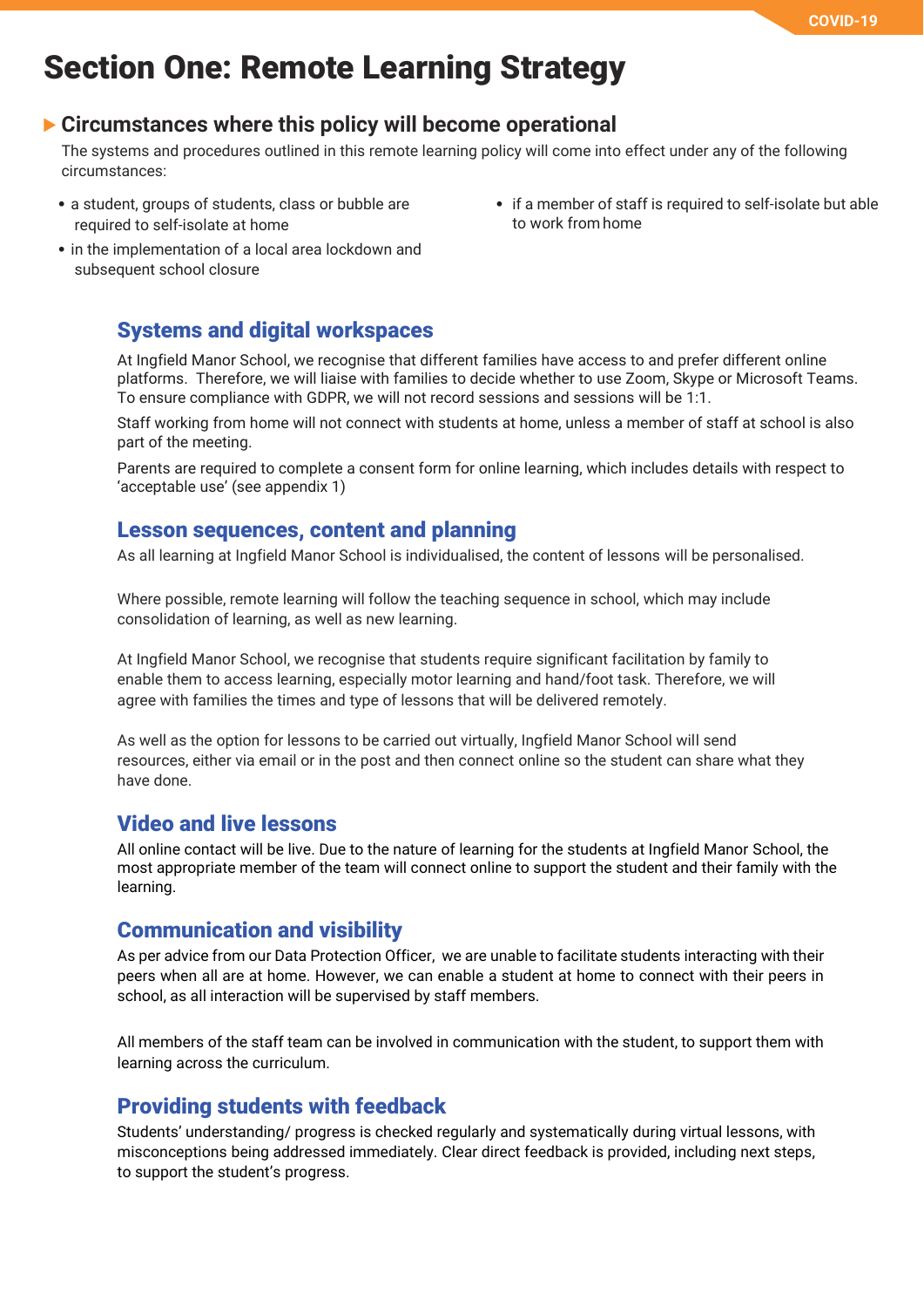# Section One: Remote Learning Strategy

## Circumstances where this policy will become operational

The systems and procedures outlined in this remote learning policy will come into effect under any of the following circumstances:

- a student, groups of students, class or bubble are required to self-isolate at home
- in the implementation of a local area lockdown and subsequent school closure
- if a member of staff is required to self-isolate but able to work from home

### Systems and digital workspaces

At Ingfield Manor School, we recognise that different families have access to and prefer different online platforms. Therefore, we will liaise with families to decide whether to use Zoom, Skype or Microsoft Teams. To ensure compliance with GDPR, we will not record sessions and sessions will be 1:1.

Staff working from home will not connect with students at home, unless a member of staff at school is also part of the meeting.

Parents are required to complete a consent form for online learning, which includes details with respect to 'acceptable use' (see appendix 1)

### Lesson sequences, content and planning

As all learning at Ingfield Manor School is individualised, the content of lessons will be personalised.

Where possible, remote learning will follow the teaching sequence in school, which may include consolidation of learning, as well as new learning.

At Ingfield Manor School, we recognise that students require significant facilitation by family to enable them to access learning, especially motor learning and hand/foot task. Therefore, we will agree with families the times and type of lessons that will be delivered remotely.

As well as the option for lessons to be carried out virtually, Ingfield Manor School will send resources, either via email or in the post and then connect online so the student can share what they have done.

### Video and live lessons

All online contact will be live. Due to the nature of learning for the students at Ingfield Manor School, the most appropriate member of the team will connect online to support the student and their family with the learning.

### Communication and visibility

As per advice from our Data Protection Officer, we are unable to facilitate students interacting with their peers when all are at home. However, we can enable a student at home to connect with their peers in school, as all interaction will be supervised by staff members.

All members of the staff team can be involved in communication with the student, to support them with learning across the curriculum.

### Providing students with feedback

Students' understanding/ progress is checked regularly and systematically during virtual lessons, with misconceptions being addressed immediately. Clear direct feedback is provided, including next steps, to support the student's progress.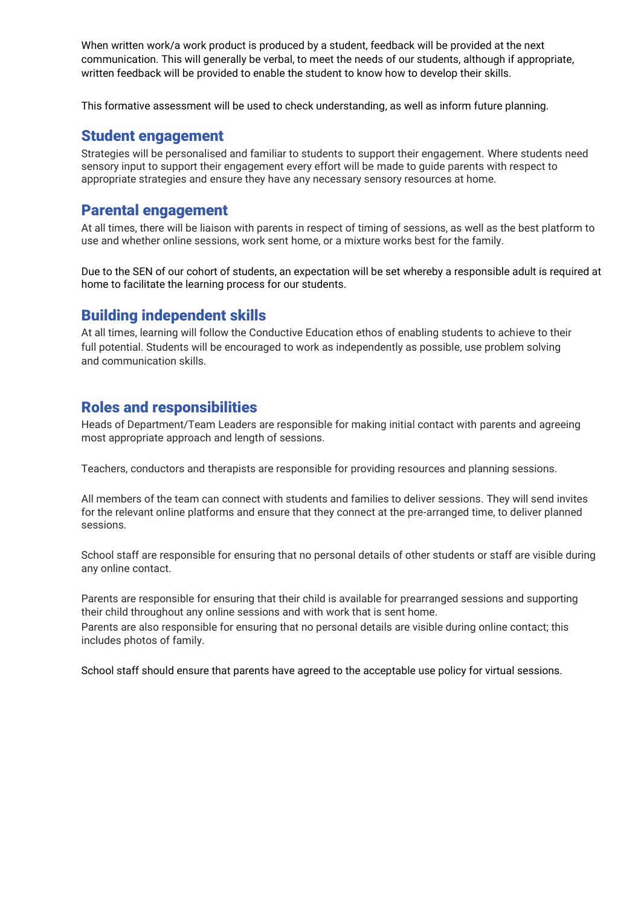When written work/a work product is produced by a student, feedback will be provided at the next communication. This will generally be verbal, to meet the needs of our students, although if appropriate, written feedback will be provided to enable the student to know how to develop their skills.

This formative assessment will be used to check understanding, as well as inform future planning.

## Student engagement

Strategies will be personalised and familiar to students to support their engagement. Where students need sensory input to support their engagement every effort will be made to guide parents with respect to appropriate strategies and ensure they have any necessary sensory resources at home.

## Parental engagement

At all times, there will be liaison with parents in respect of timing of sessions, as well as the best platform to use and whether online sessions, work sent home, or a mixture works best for the family.

Due to the SEN of our cohort of students, an expectation will be set whereby a responsible adult is required at home to facilitate the learning process for our students.

## Building independent skills

At all times, learning will follow the Conductive Education ethos of enabling students to achieve to their full potential. Students will be encouraged to work as independently as possible, use problem solving and communication skills.

## Roles and responsibilities

Heads of Department/Team Leaders are responsible for making initial contact with parents and agreeing most appropriate approach and length of sessions.

Teachers, conductors and therapists are responsible for providing resources and planning sessions.

All members of the team can connect with students and families to deliver sessions. They will send invites for the relevant online platforms and ensure that they connect at the pre-arranged time, to deliver planned sessions.

School staff are responsible for ensuring that no personal details of other students or staff are visible during any online contact.

Parents are responsible for ensuring that their child is available for prearranged sessions and supporting their child throughout any online sessions and with work that is sent home.
Parents are also responsible for ensuring that no personal details are visible during online contact; this includes photos of family.

School staff should ensure that parents have agreed to the acceptable use policy for virtual sessions.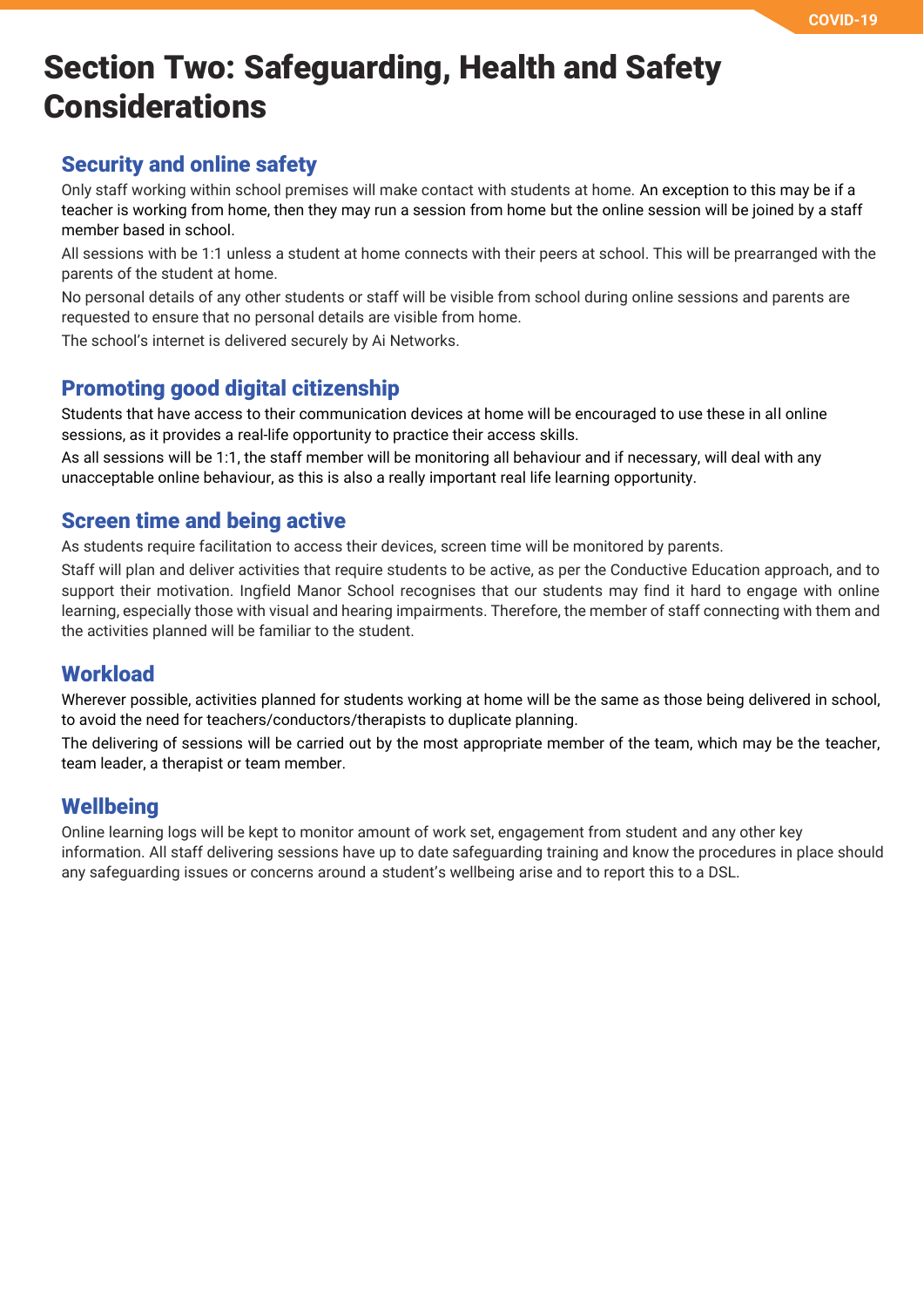# Section Two: Safeguarding, Health and Safety Considerations

## Security and online safety

Only staff working within school premises will make contact with students at home. An exception to this may be if a teacher is working from home, then they may run a session from home but the online session will be joined by a staff member based in school.

All sessions with be 1:1 unless a student at home connects with their peers at school. This will be prearranged with the parents of the student at home.

No personal details of any other students or staff will be visible from school during online sessions and parents are requested to ensure that no personal details are visible from home.

The school's internet is delivered securely by Ai Networks.

## Promoting good digital citizenship

Students that have access to their communication devices at home will be encouraged to use these in all online sessions, as it provides a real-life opportunity to practice their access skills.

As all sessions will be 1:1, the staff member will be monitoring all behaviour and if necessary, will deal with any unacceptable online behaviour, as this is also a really important real life learning opportunity.

## Screen time and being active

As students require facilitation to access their devices, screen time will be monitored by parents.

Staff will plan and deliver activities that require students to be active, as per the Conductive Education approach, and to support their motivation. Ingfield Manor School recognises that our students may find it hard to engage with online learning, especially those with visual and hearing impairments. Therefore, the member of staff connecting with them and the activities planned will be familiar to the student.

## Workload

Wherever possible, activities planned for students working at home will be the same as those being delivered in school, to avoid the need for teachers/conductors/therapists to duplicate planning.

The delivering of sessions will be carried out by the most appropriate member of the team, which may be the teacher, team leader, a therapist or team member.

## Wellbeing

Online learning logs will be kept to monitor amount of work set, engagement from student and any other key information. All staff delivering sessions have up to date safeguarding training and know the procedures in place should any safeguarding issues or concerns around a student's wellbeing arise and to report this to a DSL.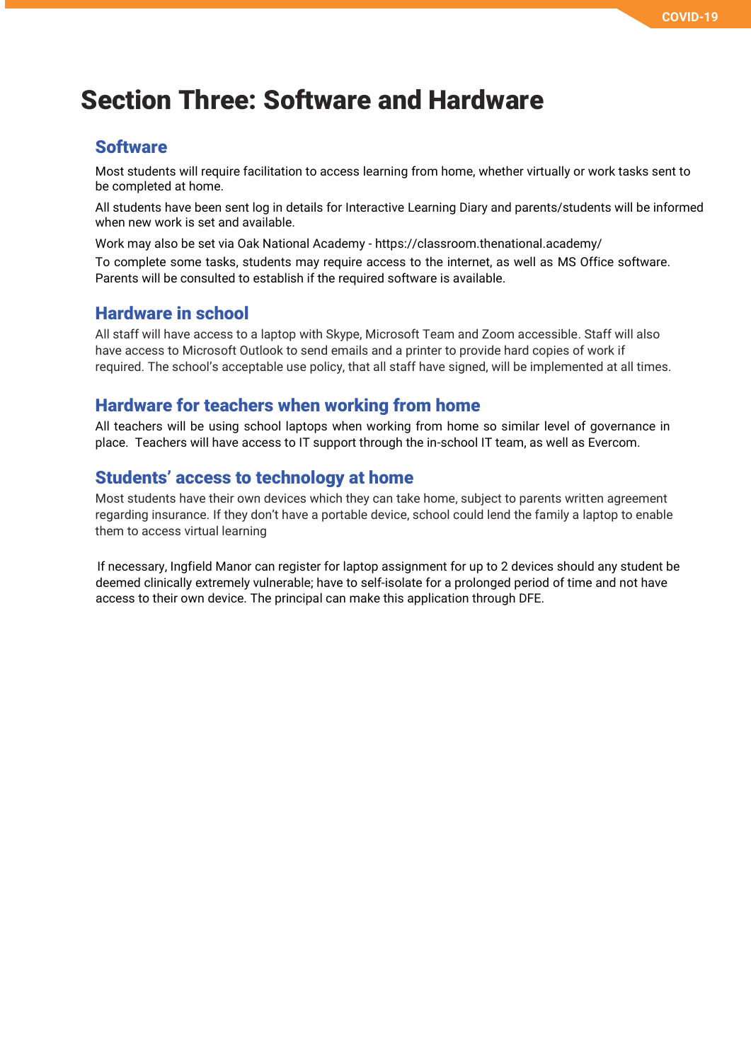# Section Three: Software and Hardware

## Software

Most students will require facilitation to access learning from home, whether virtually or work tasks sent to be completed at home.

All students have been sent log in details for Interactive Learning Diary and parents/students will be informed when new work is set and available.

Work may also be set via Oak National Academy - https://classroom.thenational.academy/

To complete some tasks, students may require access to the internet, as well as MS Office software. Parents will be consulted to establish if the required software is available.

## Hardware in school

All staff will have access to a laptop with Skype, Microsoft Team and Zoom accessible. Staff will also have access to Microsoft Outlook to send emails and a printer to provide hard copies of work if required. The school's acceptable use policy, that all staff have signed, will be implemented at all times.

## Hardware for teachers when working from home

All teachers will be using school laptops when working from home so similar level of governance in place. Teachers will have access to IT support through the in-school IT team, as well as Evercom.

## Students' access to technology at home

Most students have their own devices which they can take home, subject to parents written agreement regarding insurance. If they don't have a portable device, school could lend the family a laptop to enable them to access virtual learning

If necessary, Ingfield Manor can register for laptop assignment for up to 2 devices should any student be deemed clinically extremely vulnerable; have to self-isolate for a prolonged period of time and not have access to their own device. The principal can make this application through DFE.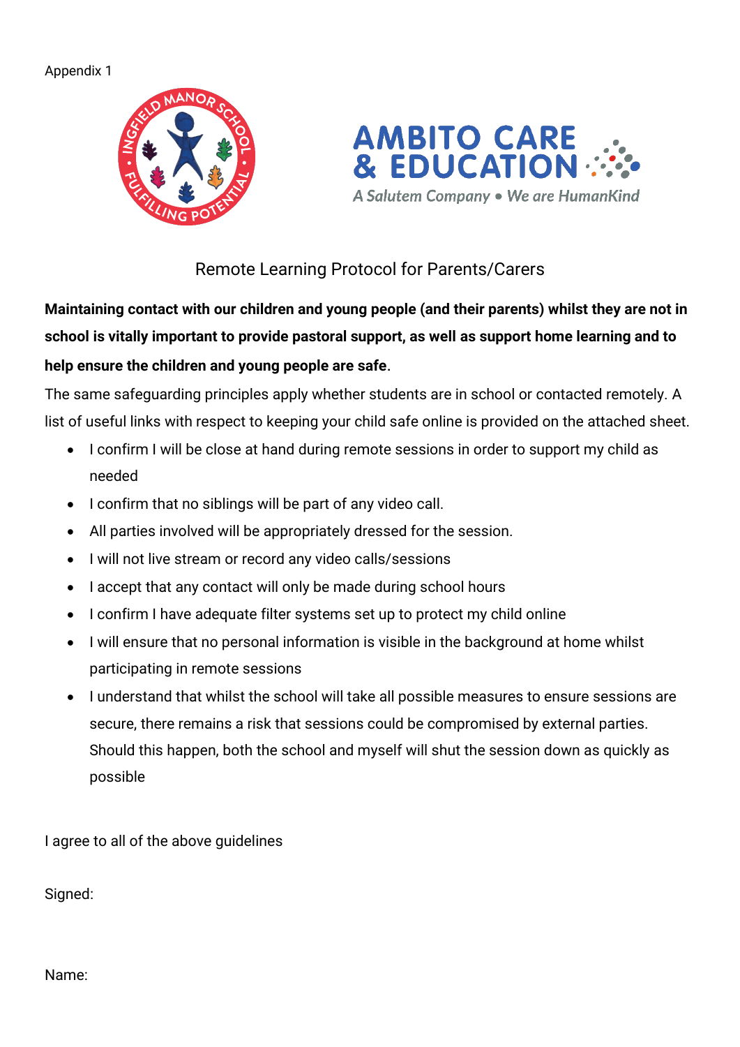Appendix 1

Remote Learning Protocol for Parents/Carers

**Maintaining contact with our children and young people (and their parents) whilst they are not in school is vitally important to provide pastoral support, as well as support home learning and to help ensure the children and young people are safe.**

The same safeguarding principles apply whether students are in school or contacted remotely. A list of useful links with respect to keeping your child safe online is provided on the attached sheet.

- I confirm I will be close at hand during remote sessions in order to support my child as needed
- I confirm that no siblings will be part of any video call.
- All parties involved will be appropriately dressed for the session.
- I will not live stream or record any video calls/sessions
- I accept that any contact will only be made during school hours
- I confirm I have adequate filter systems set up to protect my child online
- I will ensure that no personal information is visible in the background at home whilst participating in remote sessions
- I understand that whilst the school will take all possible measures to ensure sessions are secure, there remains a risk that sessions could be compromised by external parties. Should this happen, both the school and myself will shut the session down as quickly as possible

I agree to all of the above guidelines

Signed:

Name: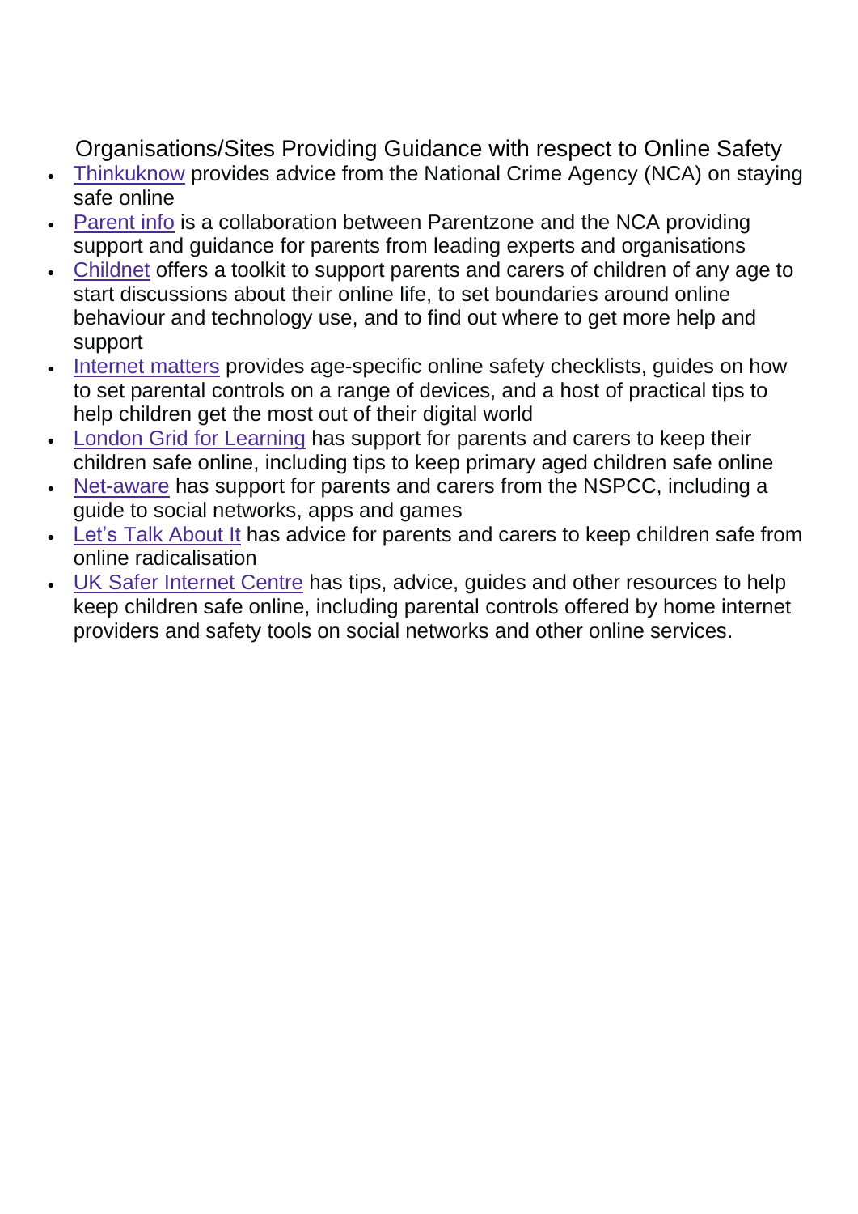Organisations/Sites Providing Guidance with respect to Online Safety

- Thinkuknow provides advice from the National Crime Agency (NCA) on staying safe online
- Parent info is a collaboration between Parentzone and the NCA providing support and guidance for parents from leading experts and organisations
- Childnet offers a toolkit to support parents and carers of children of any age to start discussions about their online life, to set boundaries around online behaviour and technology use, and to find out where to get more help and support
- Internet matters provides age-specific online safety checklists, guides on how to set parental controls on a range of devices, and a host of practical tips to help children get the most out of their digital world
- London Grid for Learning has support for parents and carers to keep their children safe online, including tips to keep primary aged children safe online
- Net-aware has support for parents and carers from the NSPCC, including a guide to social networks, apps and games
- Let's Talk About It has advice for parents and carers to keep children safe from online radicalisation
- UK Safer Internet Centre has tips, advice, guides and other resources to help keep children safe online, including parental controls offered by home internet providers and safety tools on social networks and other online services.